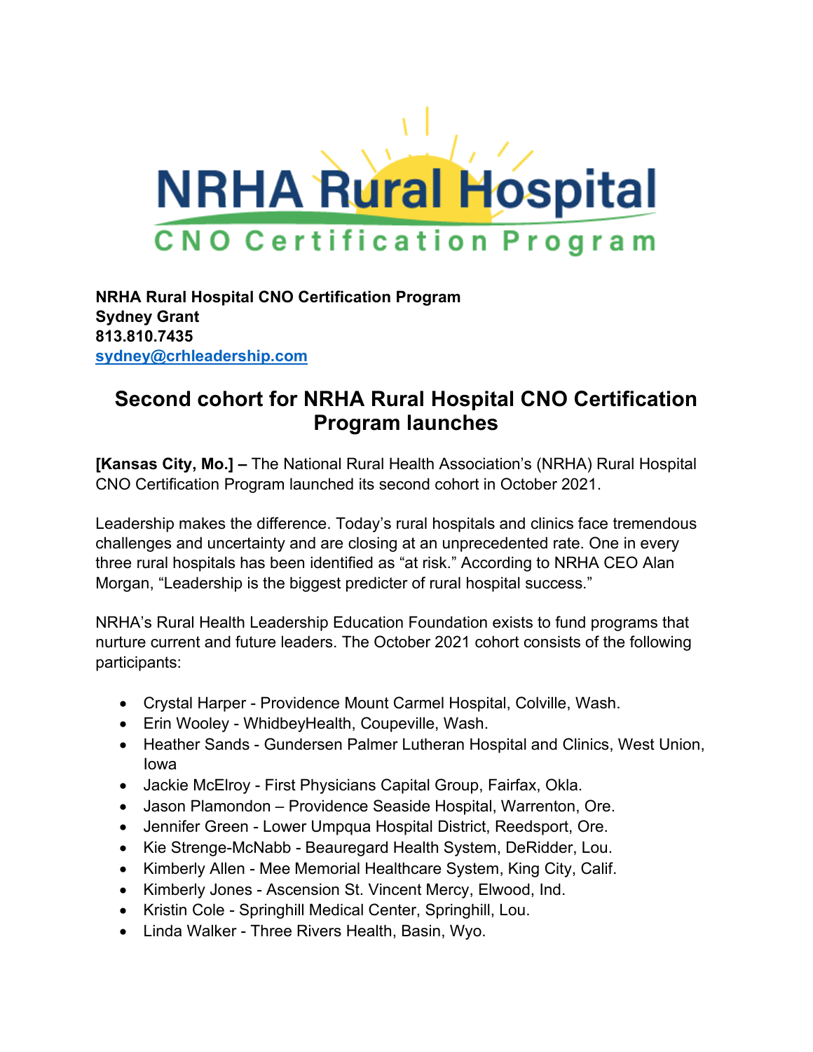NRHA Rural Hospital
CNO Certification Program

**NRHA Rural Hospital CNO Certification Program**
**Sydney Grant**
**813.810.7435**
**sydney@crhleadership.com**

# Second cohort for NRHA Rural Hospital CNO Certification Program launches

**[Kansas City, Mo.] –** The National Rural Health Association's (NRHA) Rural Hospital CNO Certification Program launched its second cohort in October 2021.

Leadership makes the difference. Today's rural hospitals and clinics face tremendous challenges and uncertainty and are closing at an unprecedented rate. One in every three rural hospitals has been identified as "at risk." According to NRHA CEO Alan Morgan, "Leadership is the biggest predicter of rural hospital success."

NRHA's Rural Health Leadership Education Foundation exists to fund programs that nurture current and future leaders. The October 2021 cohort consists of the following participants:

- Crystal Harper - Providence Mount Carmel Hospital, Colville, Wash.
- Erin Wooley - WhidbeyHealth, Coupeville, Wash.
- Heather Sands - Gundersen Palmer Lutheran Hospital and Clinics, West Union, Iowa
- Jackie McElroy - First Physicians Capital Group, Fairfax, Okla.
- Jason Plamondon – Providence Seaside Hospital, Warrenton, Ore.
- Jennifer Green - Lower Umpqua Hospital District, Reedsport, Ore.
- Kie Strenge-McNabb - Beauregard Health System, DeRidder, Lou.
- Kimberly Allen - Mee Memorial Healthcare System, King City, Calif.
- Kimberly Jones - Ascension St. Vincent Mercy, Elwood, Ind.
- Kristin Cole - Springhill Medical Center, Springhill, Lou.
- Linda Walker - Three Rivers Health, Basin, Wyo.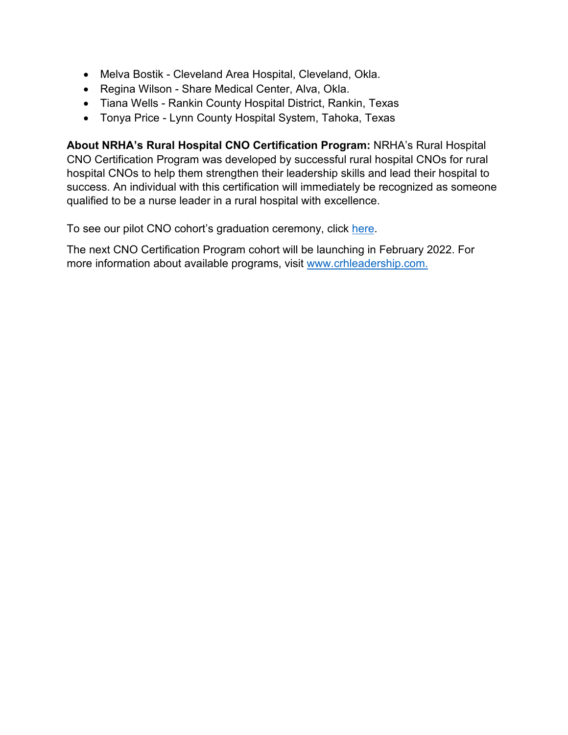- Melva Bostik - Cleveland Area Hospital, Cleveland, Okla.
- Regina Wilson - Share Medical Center, Alva, Okla.
- Tiana Wells - Rankin County Hospital District, Rankin, Texas
- Tonya Price - Lynn County Hospital System, Tahoka, Texas

**About NRHA's Rural Hospital CNO Certification Program:** NRHA's Rural Hospital CNO Certification Program was developed by successful rural hospital CNOs for rural hospital CNOs to help them strengthen their leadership skills and lead their hospital to success. An individual with this certification will immediately be recognized as someone qualified to be a nurse leader in a rural hospital with excellence.

To see our pilot CNO cohort's graduation ceremony, click here.

The next CNO Certification Program cohort will be launching in February 2022. For more information about available programs, visit www.crhleadership.com.